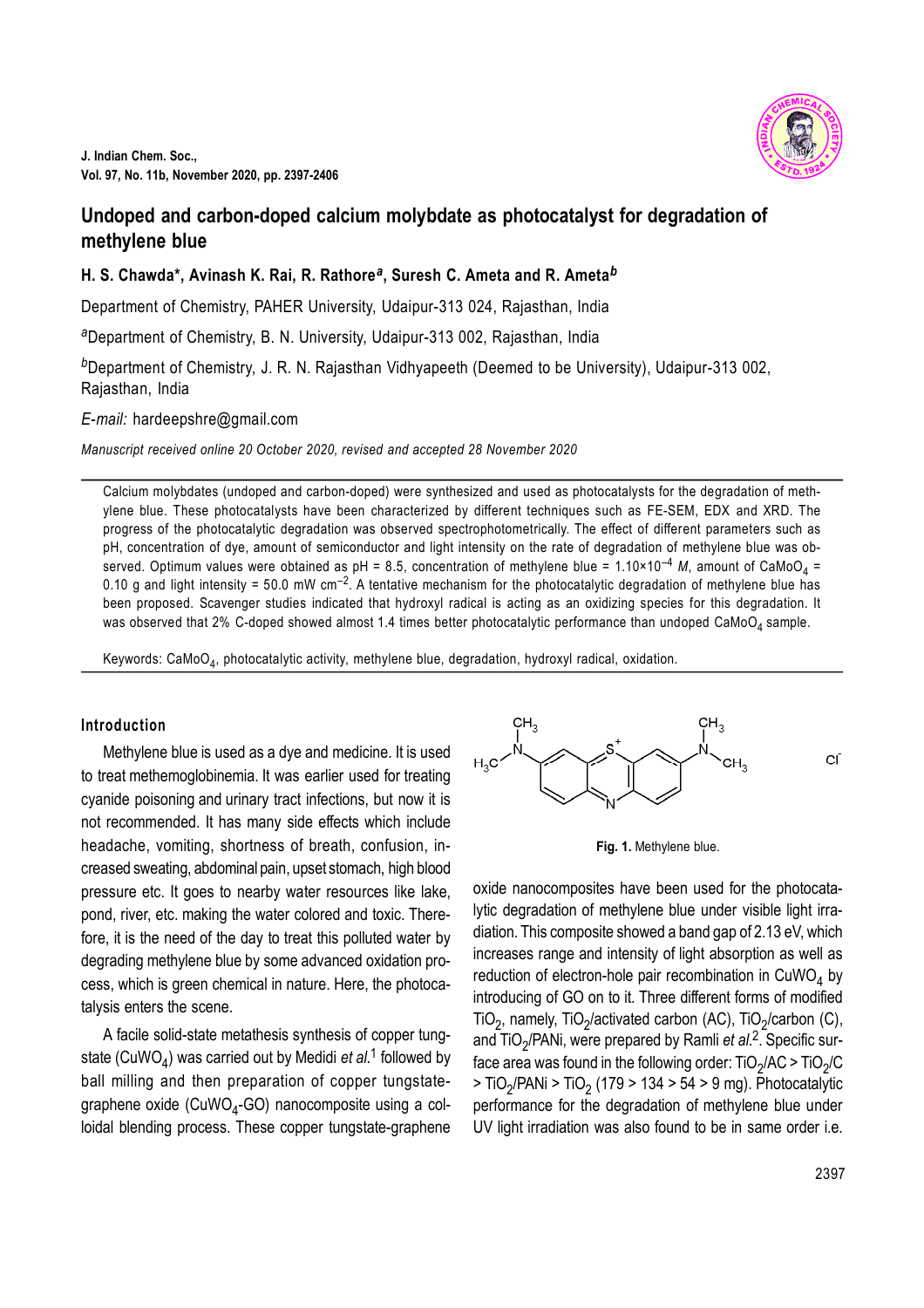# Undoped and carbon-doped calcium molybdate as photocatalyst for degradation of methylene blue

**H. S. Chawda\*, Avinash K. Rai, R. Rathore[a], Suresh C. Ameta and R. Ameta[b]**

Department of Chemistry, PAHER University, Udaipur-313 024, Rajasthan, India

[a]Department of Chemistry, B. N. University, Udaipur-313 002, Rajasthan, India

[b]Department of Chemistry, J. R. N. Rajasthan Vidhyapeeth (Deemed to be University), Udaipur-313 002, Rajasthan, India

*E-mail:* hardeepshre@gmail.com

*Manuscript received online 20 October 2020, revised and accepted 28 November 2020*

Calcium molybdates (undoped and carbon-doped) were synthesized and used as photocatalysts for the degradation of methylene blue. These photocatalysts have been characterized by different techniques such as FE-SEM, EDX and XRD. The progress of the photocatalytic degradation was observed spectrophotometrically. The effect of different parameters such as pH, concentration of dye, amount of semiconductor and light intensity on the rate of degradation of methylene blue was observed. Optimum values were obtained as pH = 8.5, concentration of methylene blue = $1.10 \times 10^{-4}$ *M*, amount of $CaMoO_4$ = 0.10 g and light intensity = 50.0 mW $cm^{-2}$. A tentative mechanism for the photocatalytic degradation of methylene blue has been proposed. Scavenger studies indicated that hydroxyl radical is acting as an oxidizing species for this degradation. It was observed that 2% C-doped showed almost 1.4 times better photocatalytic performance than undoped $CaMoO_4$ sample.

Keywords: $CaMoO_4$, photocatalytic activity, methylene blue, degradation, hydroxyl radical, oxidation.

## Introduction

Methylene blue is used as a dye and medicine. It is used to treat methemoglobinemia. It was earlier used for treating cyanide poisoning and urinary tract infections, but now it is not recommended. It has many side effects which include headache, vomiting, shortness of breath, confusion, increased sweating, abdominal pain, upset stomach, high blood pressure etc. It goes to nearby water resources like lake, pond, river, etc. making the water colored and toxic. Therefore, it is the need of the day to treat this polluted water by degrading methylene blue by some advanced oxidation process, which is green chemical in nature. Here, the photocatalysis enters the scene.

A facile solid-state metathesis synthesis of copper tungstate ($CuWO_4$) was carried out by Medidi *et al.*[1] followed by ball milling and then preparation of copper tungstate-graphene oxide ($CuWO_4$-GO) nanocomposite using a colloidal blending process. These copper tungstate-graphene oxide nanocomposites have been used for the photocatalytic degradation of methylene blue under visible light irradiation. This composite showed a band gap of 2.13 eV, which increases range and intensity of light absorption as well as reduction of electron-hole pair recombination in $CuWO_4$ by introducing of GO on to it. Three different forms of modified $TiO_2$, namely, $TiO_2$/activated carbon (AC), $TiO_2$/carbon (C), and $TiO_2$/PANi, were prepared by Ramli *et al.*[2]. Specific surface area was found in the following order: $TiO_2$/AC > $TiO_2$/C > $TiO_2$/PANi > $TiO_2$ (179 > 134 > 54 > 9 mg). Photocatalytic performance for the degradation of methylene blue under UV light irradiation was also found to be in same order i.e.

**Fig. 1.** Methylene blue.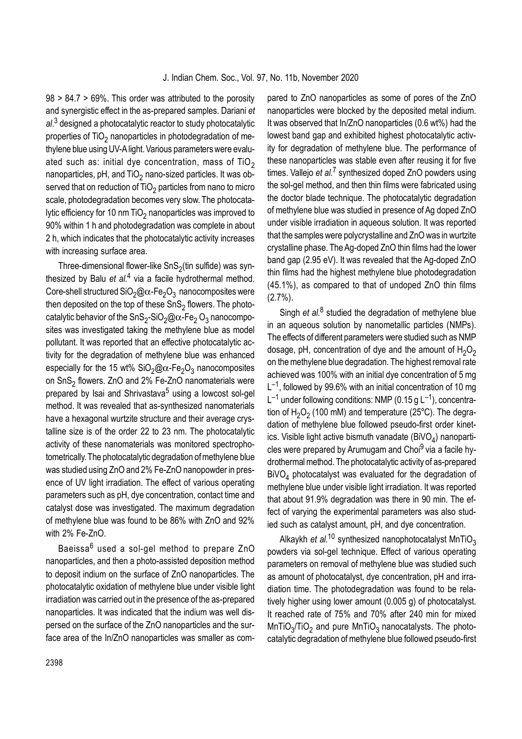98 > 84.7 > 69%. This order was attributed to the porosity and synergistic effect in the as-prepared samples. Dariani *et al*.[3] designed a photocatalytic reactor to study photocatalytic properties of $TiO_2$ nanoparticles in photodegradation of methylene blue using UV-A light. Various parameters were evaluated such as: initial dye concentration, mass of $TiO_2$ nanoparticles, pH, and $TiO_2$ nano-sized particles. It was observed that on reduction of $TiO_2$ particles from nano to micro scale, photodegradation becomes very slow. The photocatalytic efficiency for 10 nm $TiO_2$ nanoparticles was improved to 90% within 1 h and photodegradation was complete in about 2 h, which indicates that the photocatalytic activity increases with increasing surface area.

Three-dimensional flower-like $SnS_2$(tin sulfide) was synthesized by Balu *et al*.[4] via a facile hydrothermal method. Core-shell structured $SiO_2@\alpha\text{-}Fe_2O_3$ nanocomposites were then deposited on the top of these $SnS_2$ flowers. The photocatalytic behavior of the $SnS_2\text{-}SiO_2@\alpha\text{-}Fe_2O_3$ nanocomposites was investigated taking the methylene blue as model pollutant. It was reported that an effective photocatalytic activity for the degradation of methylene blue was enhanced especially for the 15 wt% $SiO_2@\alpha\text{-}Fe_2O_3$ nanocomposites on $SnS_2$ flowers. ZnO and 2% Fe-ZnO nanomaterials were prepared by Isai and Shrivastava[5] using a lowcost sol-gel method. It was revealed that as-synthesized nanomaterials have a hexagonal wurtzite structure and their average crystalline size is of the order 22 to 23 nm. The photocatalytic activity of these nanomaterials was monitored spectrophotometrically. The photocatalytic degradation of methylene blue was studied using ZnO and 2% Fe-ZnO nanopowder in presence of UV light irradiation. The effect of various operating parameters such as pH, dye concentration, contact time and catalyst dose was investigated. The maximum degradation of methylene blue was found to be 86% with ZnO and 92% with 2% Fe-ZnO.

Baeissa[6] used a sol-gel method to prepare ZnO nanoparticles, and then a photo-assisted deposition method to deposit indium on the surface of ZnO nanoparticles. The photocatalytic oxidation of methylene blue under visible light irradiation was carried out in the presence of the as-prepared nanoparticles. It was indicated that the indium was well dispersed on the surface of the ZnO nanoparticles and the surface area of the In/ZnO nanoparticles was smaller as compared to ZnO nanoparticles as some of pores of the ZnO nanoparticles were blocked by the deposited metal indium. It was observed that In/ZnO nanoparticles (0.6 wt%) had the lowest band gap and exhibited highest photocatalytic activity for degradation of methylene blue. The performance of these nanoparticles was stable even after reusing it for five times. Vallejo *et al.*[7] synthesized doped ZnO powders using the sol-gel method, and then thin films were fabricated using the doctor blade technique. The photocatalytic degradation of methylene blue was studied in presence of Ag doped ZnO under visible irradiation in aqueous solution. It was reported that the samples were polycrystalline and ZnO was in wurtzite crystalline phase. The Ag-doped ZnO thin films had the lower band gap (2.95 eV). It was revealed that the Ag-doped ZnO thin films had the highest methylene blue photodegradation (45.1%), as compared to that of undoped ZnO thin films (2.7%).

Singh *et al*.[8] studied the degradation of methylene blue in an aqueous solution by nanometallic particles (NMPs). The effects of different parameters were studied such as NMP dosage, pH, concentration of dye and the amount of $H_2O_2$ on the methylene blue degradation. The highest removal rate achieved was 100% with an initial dye concentration of 5 mg $L^{-1}$, followed by 99.6% with an initial concentration of 10 mg $L^{-1}$ under following conditions: NMP (0.15 g $L^{-1}$), concentration of $H_2O_2$ (100 mM) and temperature (25°C). The degradation of methylene blue followed pseudo-first order kinetics. Visible light active bismuth vanadate ($BiVO_4$) nanoparticles were prepared by Arumugam and Choi[9] via a facile hydrothermal method. The photocatalytic activity of as-prepared $BiVO_4$ photocatalyst was evaluated for the degradation of methylene blue under visible light irradiation. It was reported that about 91.9% degradation was there in 90 min. The effect of varying the experimental parameters was also studied such as catalyst amount, pH, and dye concentration.

Alkaykh *et al.*[10] synthesized nanophotocatalyst $MnTiO_3$ powders via sol-gel technique. Effect of various operating parameters on removal of methylene blue was studied such as amount of photocatalyst, dye concentration, pH and irradiation time. The photodegradation was found to be relatively higher using lower amount (0.005 g) of photocatalyst. It reached rate of 75% and 70% after 240 min for mixed $MnTiO_3/TiO_2$ and pure $MnTiO_3$ nanocatalysts. The photocatalytic degradation of methylene blue followed pseudo-first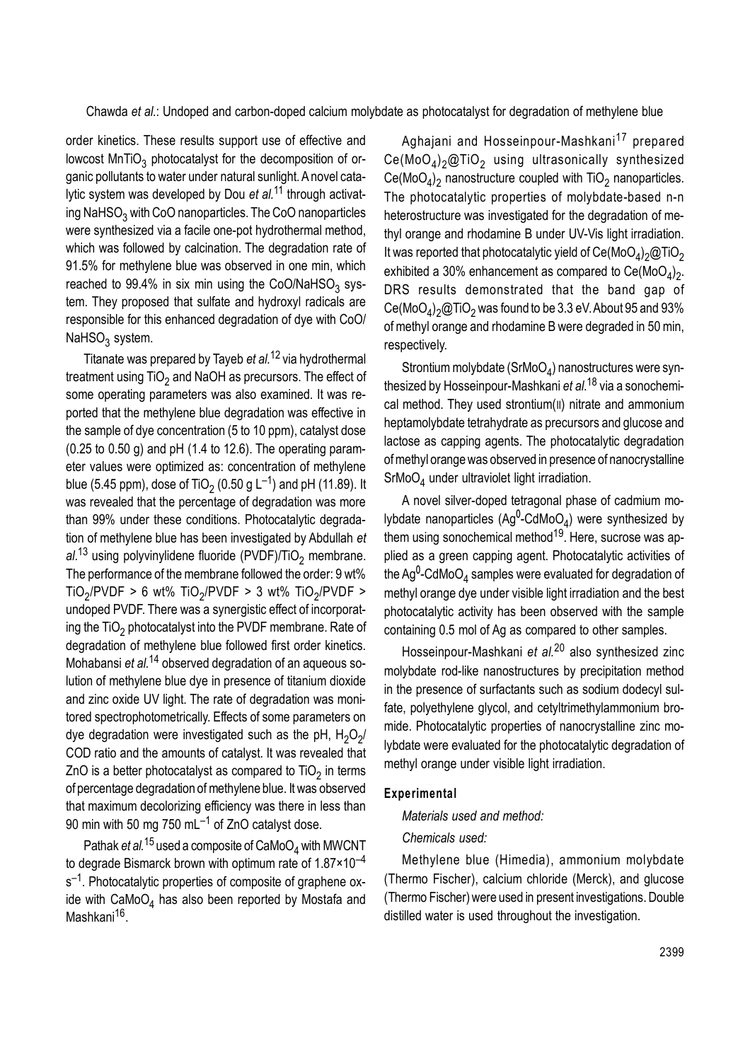order kinetics. These results support use of effective and lowcost $MnTiO_3$ photocatalyst for the decomposition of organic pollutants to water under natural sunlight. A novel catalytic system was developed by Dou *et al.*[11] through activating $NaHSO_3$ with CoO nanoparticles. The CoO nanoparticles were synthesized via a facile one-pot hydrothermal method, which was followed by calcination. The degradation rate of 91.5% for methylene blue was observed in one min, which reached to 99.4% in six min using the CoO/$NaHSO_3$ system. They proposed that sulfate and hydroxyl radicals are responsible for this enhanced degradation of dye with CoO/$NaHSO_3$ system.

Titanate was prepared by Tayeb *et al.*[12] via hydrothermal treatment using $TiO_2$ and NaOH as precursors. The effect of some operating parameters was also examined. It was reported that the methylene blue degradation was effective in the sample of dye concentration (5 to 10 ppm), catalyst dose (0.25 to 0.50 g) and pH (1.4 to 12.6). The operating parameter values were optimized as: concentration of methylene blue (5.45 ppm), dose of $TiO_2$ (0.50 g $L^{-1}$) and pH (11.89). It was revealed that the percentage of degradation was more than 99% under these conditions. Photocatalytic degradation of methylene blue has been investigated by Abdullah *et al.*[13] using polyvinylidene fluoride (PVDF)/$TiO_2$ membrane. The performance of the membrane followed the order: 9 wt% $TiO_2$/PVDF > 6 wt% $TiO_2$/PVDF > 3 wt% $TiO_2$/PVDF > undoped PVDF. There was a synergistic effect of incorporating the $TiO_2$ photocatalyst into the PVDF membrane. Rate of degradation of methylene blue followed first order kinetics. Mohabansi *et al.*[14] observed degradation of an aqueous solution of methylene blue dye in presence of titanium dioxide and zinc oxide UV light. The rate of degradation was monitored spectrophotometrically. Effects of some parameters on dye degradation were investigated such as the pH, $H_2O_2$/COD ratio and the amounts of catalyst. It was revealed that ZnO is a better photocatalyst as compared to $TiO_2$ in terms of percentage degradation of methylene blue. It was observed that maximum decolorizing efficiency was there in less than 90 min with 50 mg 750 $mL^{-1}$ of ZnO catalyst dose.

Pathak *et al.*[15] used a composite of $CaMoO_4$ with MWCNT to degrade Bismarck brown with optimum rate of $1.87\times10^{-4}$ $s^{-1}$. Photocatalytic properties of composite of graphene oxide with $CaMoO_4$ has also been reported by Mostafa and Mashkani[16].

Aghajani and Hosseinpour-Mashkani[17] prepared $Ce(MoO_4)_2$@$TiO_2$ using ultrasonically synthesized $Ce(MoO_4)_2$ nanostructure coupled with $TiO_2$ nanoparticles. The photocatalytic properties of molybdate-based n-n heterostructure was investigated for the degradation of methyl orange and rhodamine B under UV-Vis light irradiation. It was reported that photocatalytic yield of $Ce(MoO_4)_2$@$TiO_2$ exhibited a 30% enhancement as compared to $Ce(MoO_4)_2$. DRS results demonstrated that the band gap of $Ce(MoO_4)_2$@$TiO_2$ was found to be 3.3 eV. About 95 and 93% of methyl orange and rhodamine B were degraded in 50 min, respectively.

Strontium molybdate ($SrMoO_4$) nanostructures were synthesized by Hosseinpour-Mashkani *et al.*[18] via a sonochemical method. They used strontium(II) nitrate and ammonium heptamolybdate tetrahydrate as precursors and glucose and lactose as capping agents. The photocatalytic degradation of methyl orange was observed in presence of nanocrystalline $SrMoO_4$ under ultraviolet light irradiation.

A novel silver-doped tetragonal phase of cadmium molybdate nanoparticles ($Ag^0$-$CdMoO_4$) were synthesized by them using sonochemical method[19]. Here, sucrose was applied as a green capping agent. Photocatalytic activities of the $Ag^0$-$CdMoO_4$ samples were evaluated for degradation of methyl orange dye under visible light irradiation and the best photocatalytic activity has been observed with the sample containing 0.5 mol of Ag as compared to other samples.

Hosseinpour-Mashkani *et al.*[20] also synthesized zinc molybdate rod-like nanostructures by precipitation method in the presence of surfactants such as sodium dodecyl sulfate, polyethylene glycol, and cetyltrimethylammonium bromide. Photocatalytic properties of nanocrystalline zinc molybdate were evaluated for the photocatalytic degradation of methyl orange under visible light irradiation.

## Experimental

*Materials used and method:*

*Chemicals used:*

Methylene blue (Himedia), ammonium molybdate (Thermo Fischer), calcium chloride (Merck), and glucose (Thermo Fischer) were used in present investigations. Double distilled water is used throughout the investigation.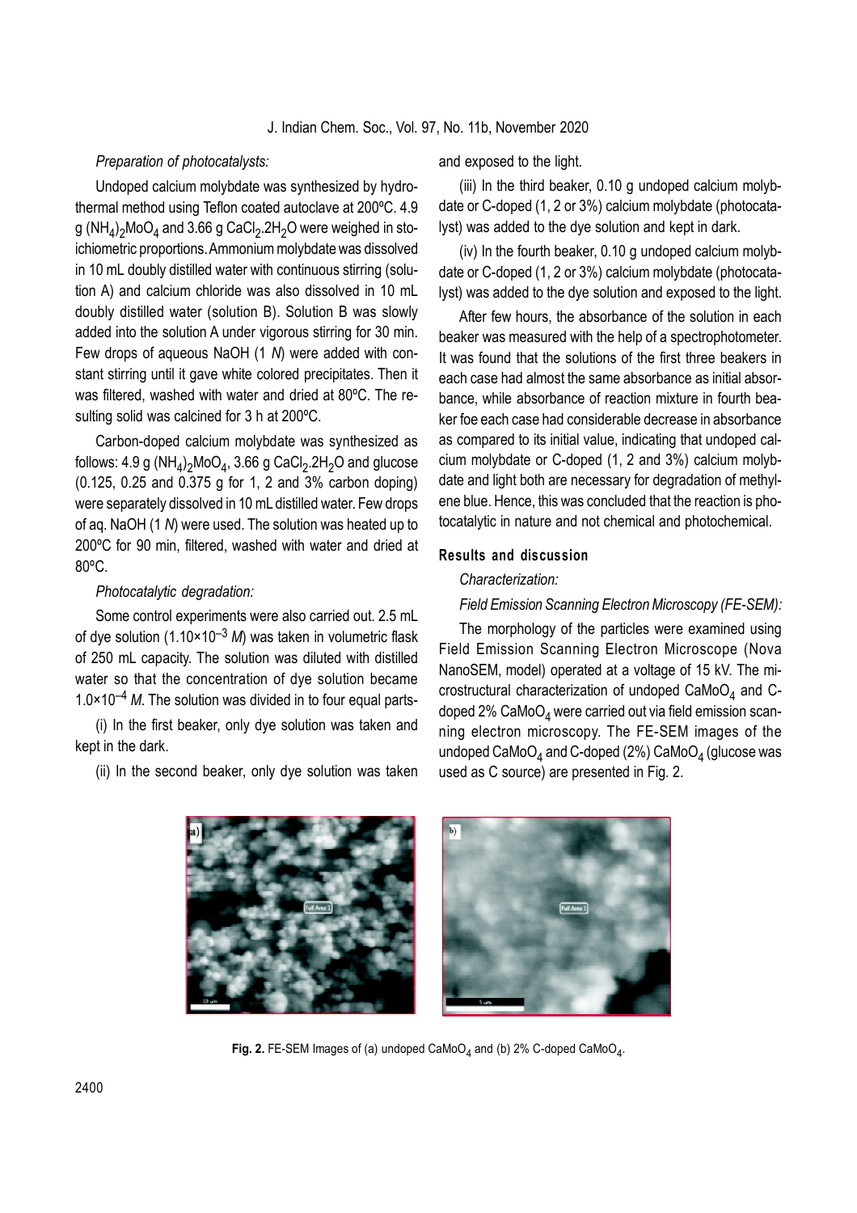*Preparation of photocatalysts:*

Undoped calcium molybdate was synthesized by hydrothermal method using Teflon coated autoclave at 200ºC. 4.9 g $(NH_4)_2MoO_4$ and 3.66 g $CaCl_2.2H_2O$ were weighed in stoichiometric proportions. Ammonium molybdate was dissolved in 10 mL doubly distilled water with continuous stirring (solution A) and calcium chloride was also dissolved in 10 mL doubly distilled water (solution B). Solution B was slowly added into the solution A under vigorous stirring for 30 min. Few drops of aqueous NaOH (1 *N*) were added with constant stirring until it gave white colored precipitates. Then it was filtered, washed with water and dried at 80ºC. The resulting solid was calcined for 3 h at 200ºC.

Carbon-doped calcium molybdate was synthesized as follows: 4.9 g $(NH_4)_2MoO_4$, 3.66 g $CaCl_2.2H_2O$ and glucose (0.125, 0.25 and 0.375 g for 1, 2 and 3% carbon doping) were separately dissolved in 10 mL distilled water. Few drops of aq. NaOH (1 *N*) were used. The solution was heated up to 200ºC for 90 min, filtered, washed with water and dried at 80ºC.

*Photocatalytic degradation:*

Some control experiments were also carried out. 2.5 mL of dye solution ($1.10\times10^{-3}$ *M*) was taken in volumetric flask of 250 mL capacity. The solution was diluted with distilled water so that the concentration of dye solution became $1.0\times10^{-4}$ *M*. The solution was divided in to four equal parts-

(i) In the first beaker, only dye solution was taken and kept in the dark.

(ii) In the second beaker, only dye solution was taken and exposed to the light.

(iii) In the third beaker, 0.10 g undoped calcium molybdate or C-doped (1, 2 or 3%) calcium molybdate (photocatalyst) was added to the dye solution and kept in dark.

(iv) In the fourth beaker, 0.10 g undoped calcium molybdate or C-doped (1, 2 or 3%) calcium molybdate (photocatalyst) was added to the dye solution and exposed to the light.

After few hours, the absorbance of the solution in each beaker was measured with the help of a spectrophotometer. It was found that the solutions of the first three beakers in each case had almost the same absorbance as initial absorbance, while absorbance of reaction mixture in fourth beaker foe each case had considerable decrease in absorbance as compared to its initial value, indicating that undoped calcium molybdate or C-doped (1, 2 and 3%) calcium molybdate and light both are necessary for degradation of methylene blue. Hence, this was concluded that the reaction is photocatalytic in nature and not chemical and photochemical.

## Results and discussion

*Characterization:*

*Field Emission Scanning Electron Microscopy (FE-SEM):*

The morphology of the particles were examined using Field Emission Scanning Electron Microscope (Nova NanoSEM, model) operated at a voltage of 15 kV. The microstructural characterization of undoped $CaMoO_4$ and C-doped 2% $CaMoO_4$ were carried out via field emission scanning electron microscopy. The FE-SEM images of the undoped $CaMoO_4$ and C-doped (2%) $CaMoO_4$ (glucose was used as C source) are presented in Fig. 2.

**Fig. 2.** FE-SEM Images of (a) undoped $CaMoO_4$ and (b) 2% C-doped $CaMoO_4$.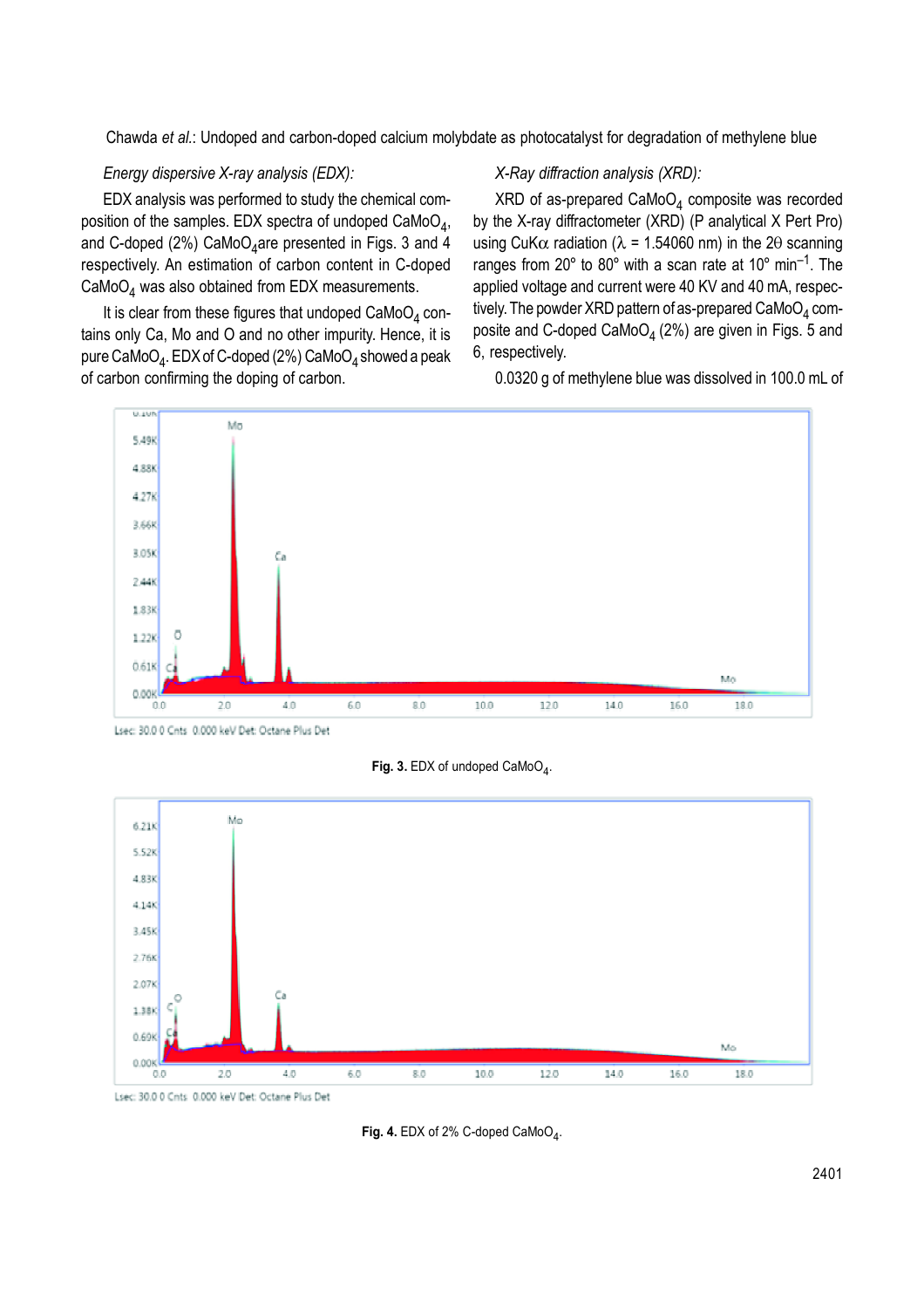*Energy dispersive X-ray analysis (EDX):*

EDX analysis was performed to study the chemical composition of the samples. EDX spectra of undoped $CaMoO_4$, and C-doped (2%) $CaMoO_4$ are presented in Figs. 3 and 4 respectively. An estimation of carbon content in C-doped $CaMoO_4$ was also obtained from EDX measurements.

It is clear from these figures that undoped $CaMoO_4$ contains only Ca, Mo and O and no other impurity. Hence, it is pure $CaMoO_4$. EDX of C-doped (2%) $CaMoO_4$ showed a peak of carbon confirming the doping of carbon.

*X-Ray diffraction analysis (XRD):*

XRD of as-prepared $CaMoO_4$ composite was recorded by the X-ray diffractometer (XRD) (P analytical X Pert Pro) using CuKα radiation (λ = 1.54060 nm) in the 2θ scanning ranges from 20° to 80° with a scan rate at 10° $min^{-1}$. The applied voltage and current were 40 KV and 40 mA, respectively. The powder XRD pattern of as-prepared $CaMoO_4$ composite and C-doped $CaMoO_4$ (2%) are given in Figs. 5 and 6, respectively.

0.0320 g of methylene blue was dissolved in 100.0 mL of

**Fig. 3.** EDX of undoped $CaMoO_4$.

**Fig. 4.** EDX of 2% C-doped $CaMoO_4$.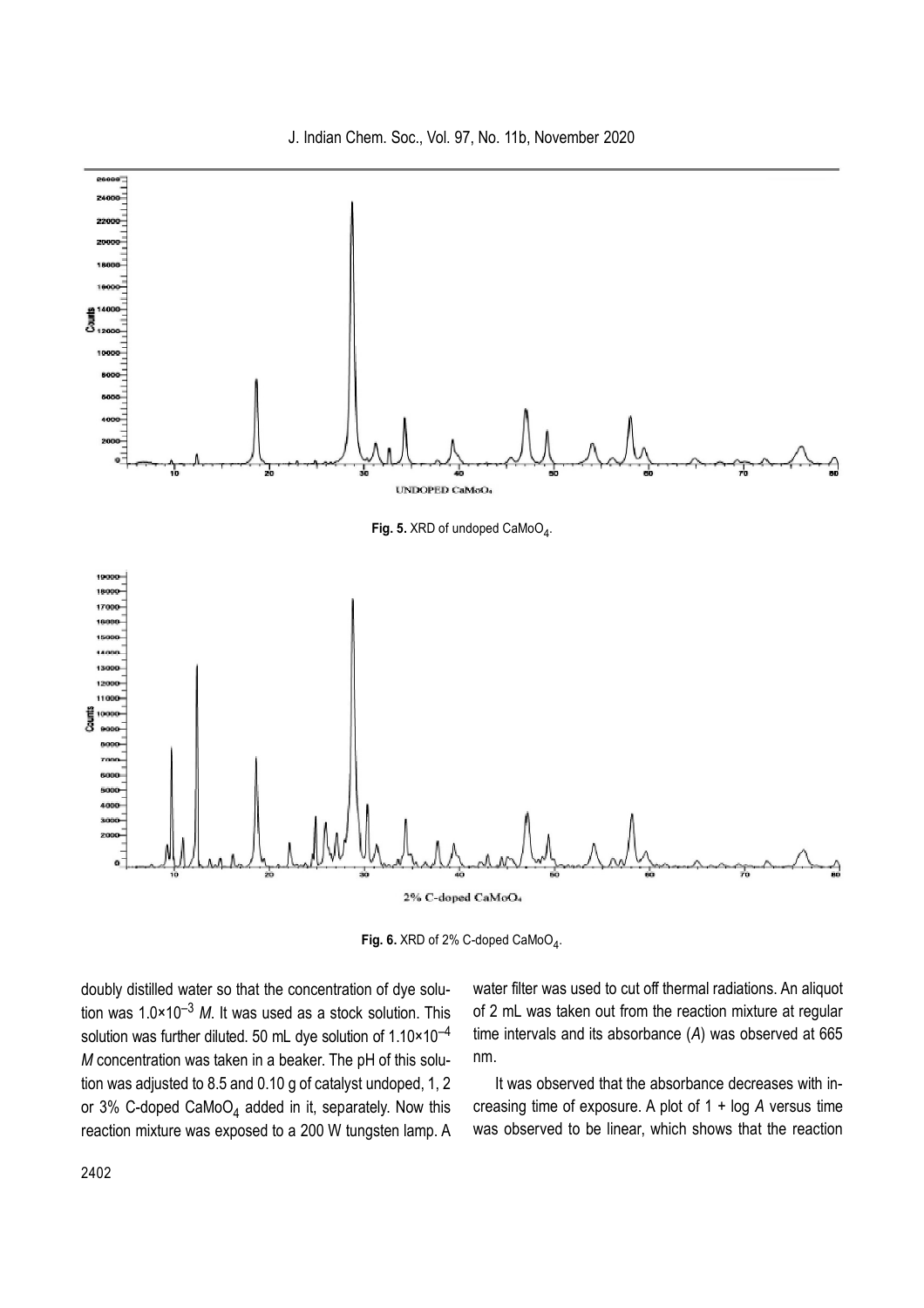Fig. 5. XRD of undoped $CaMoO_4$.

Fig. 6. XRD of 2% C-doped $CaMoO_4$.

doubly distilled water so that the concentration of dye solution was $1.0\times10^{-3}$ *M*. It was used as a stock solution. This solution was further diluted. 50 mL dye solution of $1.10\times10^{-4}$ *M* concentration was taken in a beaker. The pH of this solution was adjusted to 8.5 and 0.10 g of catalyst undoped, 1, 2 or 3% C-doped $CaMoO_4$ added in it, separately. Now this reaction mixture was exposed to a 200 W tungsten lamp. A water filter was used to cut off thermal radiations. An aliquot of 2 mL was taken out from the reaction mixture at regular time intervals and its absorbance (*A*) was observed at 665 nm.

It was observed that the absorbance decreases with increasing time of exposure. A plot of 1 + log *A* versus time was observed to be linear, which shows that the reaction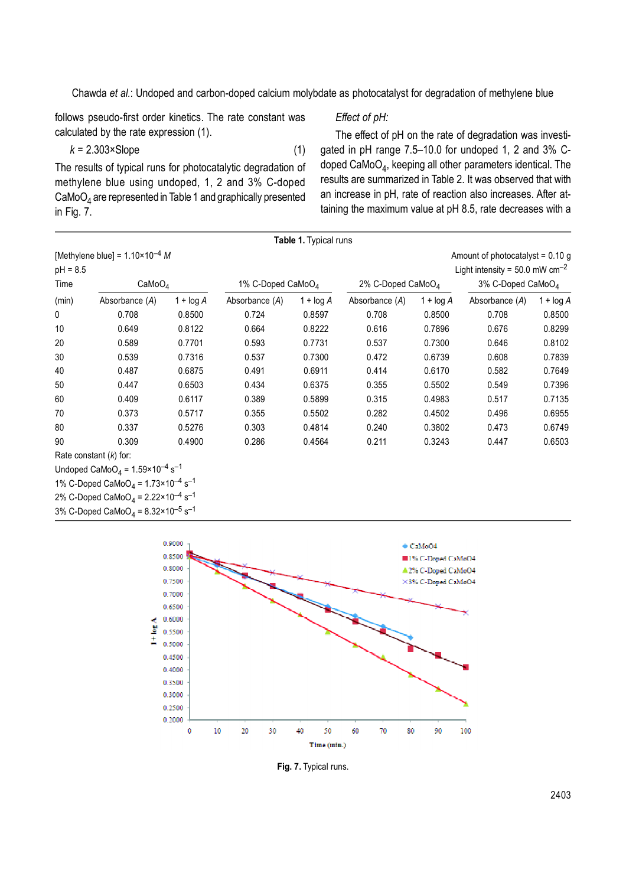follows pseudo-first order kinetics. The rate constant was calculated by the rate expression (1).

$$k = 2.303 \times \text{Slope} \tag{1}$$

The results of typical runs for photocatalytic degradation of methylene blue using undoped, 1, 2 and 3% C-doped $CaMoO_4$ are represented in Table 1 and graphically presented in Fig. 7.

*Effect of pH:*

The effect of pH on the rate of degradation was investigated in pH range 7.5–10.0 for undoped 1, 2 and 3% C-doped $CaMoO_4$, keeping all other parameters identical. The results are summarized in Table 2. It was observed that with an increase in pH, rate of reaction also increases. After attaining the maximum value at pH 8.5, rate decreases with a

**Table 1.** Typical runs

[Methylene blue] = $1.10\times10^{-4}$ *M* | Amount of photocatalyst = 0.10 g

pH = 8.5 | Light intensity = 50.0 mW $cm^{-2}$

| Time | $CaMoO_4$ | | 1% C-Doped $CaMoO_4$ | | 2% C-Doped $CaMoO_4$ | | 3% C-Doped $CaMoO_4$ | |
|---|---|---|---|---|---|---|---|---|
| (min) | Absorbance (*A*) | 1 + log *A* | Absorbance (*A*) | 1 + log *A* | Absorbance (*A*) | 1 + log *A* | Absorbance (*A*) | 1 + log *A* |
| 0 | 0.708 | 0.8500 | 0.724 | 0.8597 | 0.708 | 0.8500 | 0.708 | 0.8500 |
| 10 | 0.649 | 0.8122 | 0.664 | 0.8222 | 0.616 | 0.7896 | 0.676 | 0.8299 |
| 20 | 0.589 | 0.7701 | 0.593 | 0.7731 | 0.537 | 0.7300 | 0.646 | 0.8102 |
| 30 | 0.539 | 0.7316 | 0.537 | 0.7300 | 0.472 | 0.6739 | 0.608 | 0.7839 |
| 40 | 0.487 | 0.6875 | 0.491 | 0.6911 | 0.414 | 0.6170 | 0.582 | 0.7649 |
| 50 | 0.447 | 0.6503 | 0.434 | 0.6375 | 0.355 | 0.5502 | 0.549 | 0.7396 |
| 60 | 0.409 | 0.6117 | 0.389 | 0.5899 | 0.315 | 0.4983 | 0.517 | 0.7135 |
| 70 | 0.373 | 0.5717 | 0.355 | 0.5502 | 0.282 | 0.4502 | 0.496 | 0.6955 |
| 80 | 0.337 | 0.5276 | 0.303 | 0.4814 | 0.240 | 0.3802 | 0.473 | 0.6749 |
| 90 | 0.309 | 0.4900 | 0.286 | 0.4564 | 0.211 | 0.3243 | 0.447 | 0.6503 |

Rate constant (*k*) for:

Undoped $CaMoO_4$ = $1.59\times10^{-4}$ $s^{-1}$

1% C-Doped $CaMoO_4$ = $1.73\times10^{-4}$ $s^{-1}$

2% C-Doped $CaMoO_4$ = $2.22\times10^{-4}$ $s^{-1}$

3% C-Doped $CaMoO_4$ = $8.32\times10^{-5}$ $s^{-1}$

**Fig. 7.** Typical runs.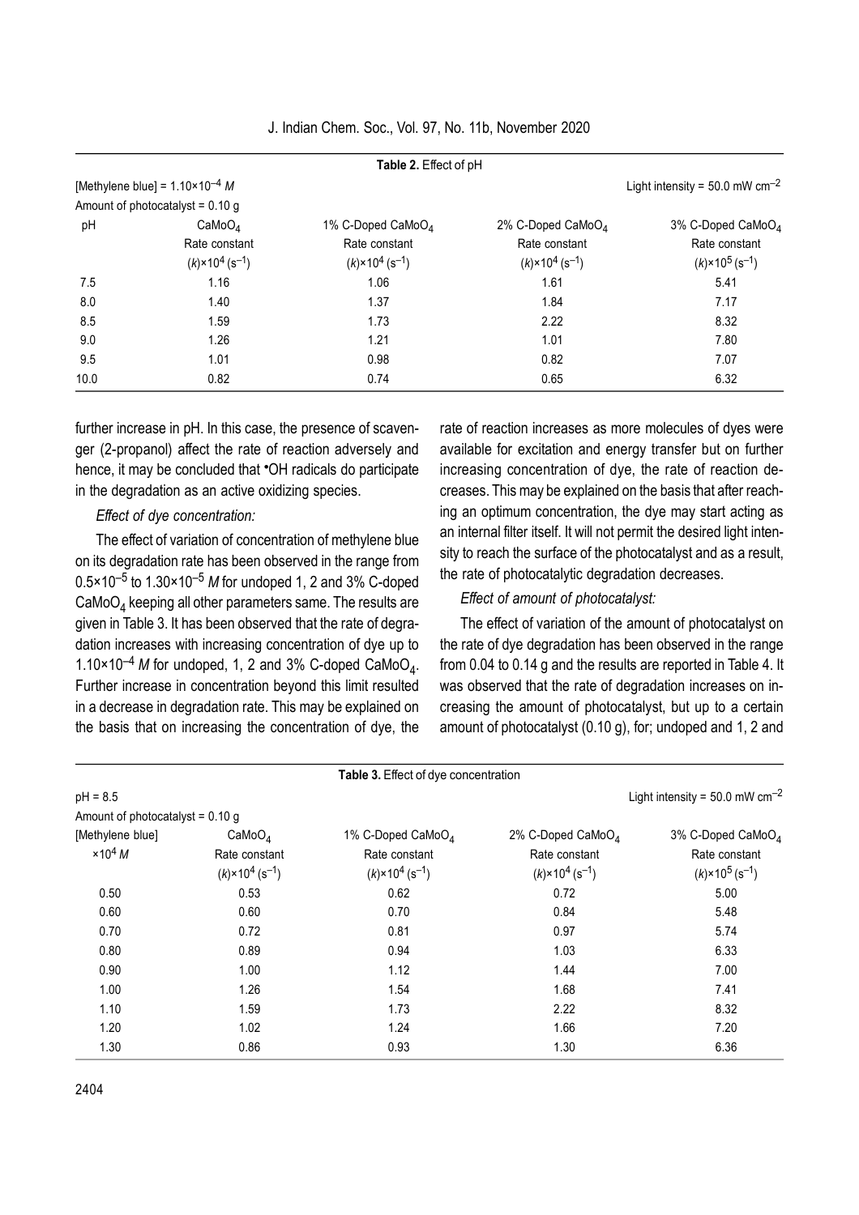**Table 2.** Effect of pH

[Methylene blue] = $1.10 \times 10^{-4}$ *M* &nbsp;&nbsp;&nbsp;&nbsp; Light intensity = 50.0 mW $cm^{-2}$

Amount of photocatalyst = 0.10 g

| pH | $CaMoO_4$ | 1% C-Doped $CaMoO_4$ | 2% C-Doped $CaMoO_4$ | 3% C-Doped $CaMoO_4$ |
|---|---|---|---|---|
| | Rate constant | Rate constant | Rate constant | Rate constant |
| | $(k) \times 10^4$ $(s^{-1})$ | $(k) \times 10^4$ $(s^{-1})$ | $(k) \times 10^4$ $(s^{-1})$ | $(k) \times 10^5$ $(s^{-1})$ |
| 7.5 | 1.16 | 1.06 | 1.61 | 5.41 |
| 8.0 | 1.40 | 1.37 | 1.84 | 7.17 |
| 8.5 | 1.59 | 1.73 | 2.22 | 8.32 |
| 9.0 | 1.26 | 1.21 | 1.01 | 7.80 |
| 9.5 | 1.01 | 0.98 | 0.82 | 7.07 |
| 10.0 | 0.82 | 0.74 | 0.65 | 6.32 |

further increase in pH. In this case, the presence of scavenger (2-propanol) affect the rate of reaction adversely and hence, it may be concluded that $^{\bullet}OH$ radicals do participate in the degradation as an active oxidizing species.

*Effect of dye concentration:*

The effect of variation of concentration of methylene blue on its degradation rate has been observed in the range from $0.5 \times 10^{-5}$ to $1.30 \times 10^{-5}$ *M* for undoped 1, 2 and 3% C-doped $CaMoO_4$ keeping all other parameters same. The results are given in Table 3. It has been observed that the rate of degradation increases with increasing concentration of dye up to $1.10 \times 10^{-4}$ *M* for undoped, 1, 2 and 3% C-doped $CaMoO_4$. Further increase in concentration beyond this limit resulted in a decrease in degradation rate. This may be explained on the basis that on increasing the concentration of dye, the rate of reaction increases as more molecules of dyes were available for excitation and energy transfer but on further increasing concentration of dye, the rate of reaction decreases. This may be explained on the basis that after reaching an optimum concentration, the dye may start acting as an internal filter itself. It will not permit the desired light intensity to reach the surface of the photocatalyst and as a result, the rate of photocatalytic degradation decreases.

*Effect of amount of photocatalyst:*

The effect of variation of the amount of photocatalyst on the rate of dye degradation has been observed in the range from 0.04 to 0.14 g and the results are reported in Table 4. It was observed that the rate of degradation increases on increasing the amount of photocatalyst, but up to a certain amount of photocatalyst (0.10 g), for; undoped and 1, 2 and

**Table 3.** Effect of dye concentration

pH = 8.5 &nbsp;&nbsp;&nbsp;&nbsp; Light intensity = 50.0 mW $cm^{-2}$

Amount of photocatalyst = 0.10 g

| [Methylene blue] | $CaMoO_4$ | 1% C-Doped $CaMoO_4$ | 2% C-Doped $CaMoO_4$ | 3% C-Doped $CaMoO_4$ |
|---|---|---|---|---|
| $\times 10^4$ *M* | Rate constant | Rate constant | Rate constant | Rate constant |
| | $(k) \times 10^4$ $(s^{-1})$ | $(k) \times 10^4$ $(s^{-1})$ | $(k) \times 10^4$ $(s^{-1})$ | $(k) \times 10^5$ $(s^{-1})$ |
| 0.50 | 0.53 | 0.62 | 0.72 | 5.00 |
| 0.60 | 0.60 | 0.70 | 0.84 | 5.48 |
| 0.70 | 0.72 | 0.81 | 0.97 | 5.74 |
| 0.80 | 0.89 | 0.94 | 1.03 | 6.33 |
| 0.90 | 1.00 | 1.12 | 1.44 | 7.00 |
| 1.00 | 1.26 | 1.54 | 1.68 | 7.41 |
| 1.10 | 1.59 | 1.73 | 2.22 | 8.32 |
| 1.20 | 1.02 | 1.24 | 1.66 | 7.20 |
| 1.30 | 0.86 | 0.93 | 1.30 | 6.36 |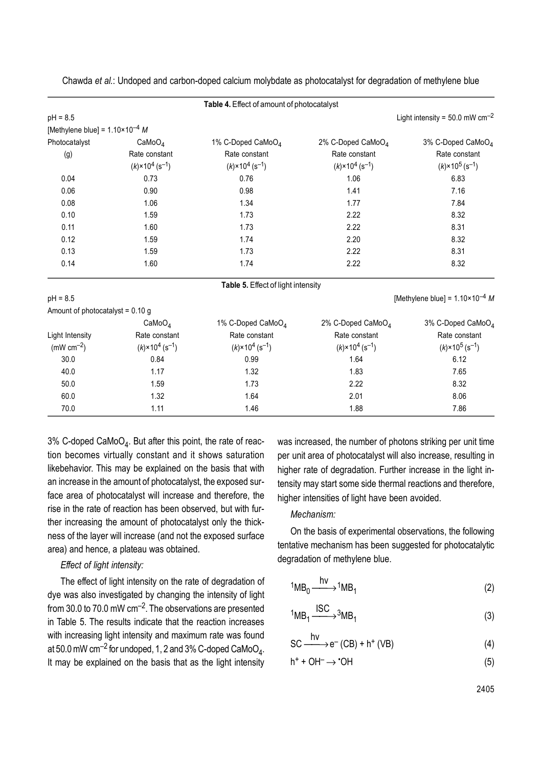**Table 4.** Effect of amount of photocatalyst

pH = 8.5 | Light intensity = 50.0 mW $cm^{-2}$

[Methylene blue] = $1.10\times10^{-4}$ *M*

| Photocatalyst (g) | $CaMoO_4$ Rate constant $(k)\times10^4$ ($s^{-1}$) | 1% C-Doped $CaMoO_4$ Rate constant $(k)\times10^4$ ($s^{-1}$) | 2% C-Doped $CaMoO_4$ Rate constant $(k)\times10^4$ ($s^{-1}$) | 3% C-Doped $CaMoO_4$ Rate constant $(k)\times10^5$ ($s^{-1}$) |
|---|---|---|---|---|
| 0.04 | 0.73 | 0.76 | 1.06 | 6.83 |
| 0.06 | 0.90 | 0.98 | 1.41 | 7.16 |
| 0.08 | 1.06 | 1.34 | 1.77 | 7.84 |
| 0.10 | 1.59 | 1.73 | 2.22 | 8.32 |
| 0.11 | 1.60 | 1.73 | 2.22 | 8.31 |
| 0.12 | 1.59 | 1.74 | 2.20 | 8.32 |
| 0.13 | 1.59 | 1.73 | 2.22 | 8.31 |
| 0.14 | 1.60 | 1.74 | 2.22 | 8.32 |

**Table 5.** Effect of light intensity

pH = 8.5 | [Methylene blue] = $1.10\times10^{-4}$ *M*

Amount of photocatalyst = 0.10 g

| Light Intensity (mW $cm^{-2}$) | $CaMoO_4$ Rate constant $(k)\times10^4$ ($s^{-1}$) | 1% C-Doped $CaMoO_4$ Rate constant $(k)\times10^4$ ($s^{-1}$) | 2% C-Doped $CaMoO_4$ Rate constant $(k)\times10^4$ ($s^{-1}$) | 3% C-Doped $CaMoO_4$ Rate constant $(k)\times10^5$ ($s^{-1}$) |
|---|---|---|---|---|
| 30.0 | 0.84 | 0.99 | 1.64 | 6.12 |
| 40.0 | 1.17 | 1.32 | 1.83 | 7.65 |
| 50.0 | 1.59 | 1.73 | 2.22 | 8.32 |
| 60.0 | 1.32 | 1.64 | 2.01 | 8.06 |
| 70.0 | 1.11 | 1.46 | 1.88 | 7.86 |

3% C-doped $CaMoO_4$. But after this point, the rate of reaction becomes virtually constant and it shows saturation likebehavior. This may be explained on the basis that with an increase in the amount of photocatalyst, the exposed surface area of photocatalyst will increase and therefore, the rise in the rate of reaction has been observed, but with further increasing the amount of photocatalyst only the thickness of the layer will increase (and not the exposed surface area) and hence, a plateau was obtained.

*Effect of light intensity:*

The effect of light intensity on the rate of degradation of dye was also investigated by changing the intensity of light from 30.0 to 70.0 mW $cm^{-2}$. The observations are presented in Table 5. The results indicate that the reaction increases with increasing light intensity and maximum rate was found at 50.0 mW $cm^{-2}$ for undoped, 1, 2 and 3% C-doped $CaMoO_4$. It may be explained on the basis that as the light intensity was increased, the number of photons striking per unit time per unit area of photocatalyst will also increase, resulting in higher rate of degradation. Further increase in the light intensity may start some side thermal reactions and therefore, higher intensities of light have been avoided.

*Mechanism:*

On the basis of experimental observations, the following tentative mechanism has been suggested for photocatalytic degradation of methylene blue.

$$^{1}MB_0 \xrightarrow{h\nu} {}^{1}MB_1 \tag{2}$$

$$^{1}MB_1 \xrightarrow{ISC} {}^{3}MB_1 \tag{3}$$

$$SC \xrightarrow{h\nu} e^- (CB) + h^+ (VB) \tag{4}$$

$$h^+ + OH^- \rightarrow {}^{\bullet}OH \tag{5}$$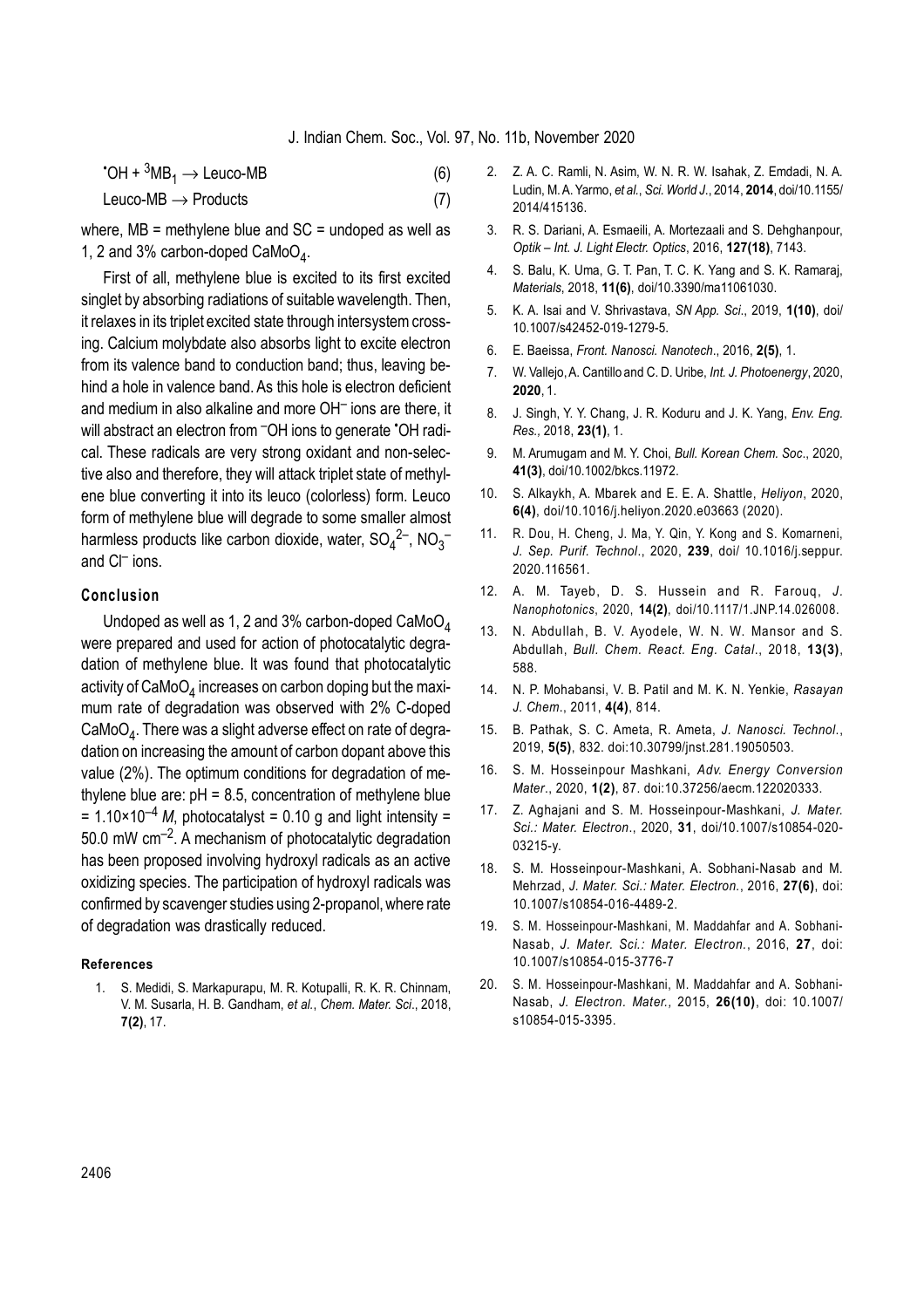$$^{\bullet}OH + {}^{3}MB_1 \rightarrow \text{Leuco-MB} \quad (6)$$

$$\text{Leuco-MB} \rightarrow \text{Products} \quad (7)$$

where, MB = methylene blue and SC = undoped as well as 1, 2 and 3% carbon-doped $CaMoO_4$.

First of all, methylene blue is excited to its first excited singlet by absorbing radiations of suitable wavelength. Then, it relaxes in its triplet excited state through intersystem crossing. Calcium molybdate also absorbs light to excite electron from its valence band to conduction band; thus, leaving behind a hole in valence band. As this hole is electron deficient and medium in also alkaline and more $OH^-$ ions are there, it will abstract an electron from $^-OH$ ions to generate $^{\bullet}OH$ radical. These radicals are very strong oxidant and non-selective also and therefore, they will attack triplet state of methylene blue converting it into its leuco (colorless) form. Leuco form of methylene blue will degrade to some smaller almost harmless products like carbon dioxide, water, $SO_4^{2-}$, $NO_3^-$ and $Cl^-$ ions.

## Conclusion

Undoped as well as 1, 2 and 3% carbon-doped $CaMoO_4$ were prepared and used for action of photocatalytic degradation of methylene blue. It was found that photocatalytic activity of $CaMoO_4$ increases on carbon doping but the maximum rate of degradation was observed with 2% C-doped $CaMoO_4$. There was a slight adverse effect on rate of degradation on increasing the amount of carbon dopant above this value (2%). The optimum conditions for degradation of methylene blue are: pH = 8.5, concentration of methylene blue = $1.10\times10^{-4}$ *M*, photocatalyst = 0.10 g and light intensity = 50.0 mW $cm^{-2}$. A mechanism of photocatalytic degradation has been proposed involving hydroxyl radicals as an active oxidizing species. The participation of hydroxyl radicals was confirmed by scavenger studies using 2-propanol, where rate of degradation was drastically reduced.

### References

1. S. Medidi, S. Markapurapu, M. R. Kotupalli, R. K. R. Chinnam, V. M. Susarla, H. B. Gandham, *et al.*, *Chem. Mater. Sci*., 2018, **7(2)**, 17.
2. Z. A. C. Ramli, N. Asim, W. N. R. W. Isahak, Z. Emdadi, N. A. Ludin, M. A. Yarmo, *et al.*, *Sci. World J*., 2014, **2014**, doi/10.1155/2014/415136.
3. R. S. Dariani, A. Esmaeili, A. Mortezaali and S. Dehghanpour, *Optik – Int. J. Light Electr. Optics*, 2016, **127(18)**, 7143.
4. S. Balu, K. Uma, G. T. Pan, T. C. K. Yang and S. K. Ramaraj, *Materials*, 2018, **11(6)**, doi/10.3390/ma11061030.
5. K. A. Isai and V. Shrivastava, *SN App. Sci*., 2019, **1(10)**, doi/10.1007/s42452-019-1279-5.
6. E. Baeissa, *Front. Nanosci. Nanotech*., 2016, **2(5)**, 1.
7. W. Vallejo, A. Cantillo and C. D. Uribe, *Int. J. Photoenergy*, 2020, **2020**, 1.
8. J. Singh, Y. Y. Chang, J. R. Koduru and J. K. Yang, *Env. Eng. Res.*, 2018, **23(1)**, 1.
9. M. Arumugam and M. Y. Choi, *Bull. Korean Chem. Soc*., 2020, **41(3)**, doi/10.1002/bkcs.11972.
10. S. Alkaykh, A. Mbarek and E. E. A. Shattle, *Heliyon*, 2020, **6(4)**, doi/10.1016/j.heliyon.2020.e03663 (2020).
11. R. Dou, H. Cheng, J. Ma, Y. Qin, Y. Kong and S. Komarneni, *J. Sep. Purif. Technol*., 2020, **239**, doi/ 10.1016/j.seppur.2020.116561.
12. A. M. Tayeb, D. S. Hussein and R. Farouq, *J. Nanophotonics*, 2020, **14(2)**, doi/10.1117/1.JNP.14.026008.
13. N. Abdullah, B. V. Ayodele, W. N. W. Mansor and S. Abdullah, *Bull. Chem. React. Eng. Catal*., 2018, **13(3)**, 588.
14. N. P. Mohabansi, V. B. Patil and M. K. N. Yenkie, *Rasayan J. Chem*., 2011, **4(4)**, 814.
15. B. Pathak, S. C. Ameta, R. Ameta, *J. Nanosci. Technol*., 2019, **5(5)**, 832. doi:10.30799/jnst.281.19050503.
16. S. M. Hosseinpour Mashkani, *Adv. Energy Conversion Mater*., 2020, **1(2)**, 87. doi:10.37256/aecm.122020333.
17. Z. Aghajani and S. M. Hosseinpour-Mashkani, *J. Mater. Sci.: Mater. Electron*., 2020, **31**, doi/10.1007/s10854-020-03215-y.
18. S. M. Hosseinpour-Mashkani, A. Sobhani-Nasab and M. Mehrzad, *J. Mater. Sci.: Mater. Electron.*, 2016, **27(6)**, doi: 10.1007/s10854-016-4489-2.
19. S. M. Hosseinpour-Mashkani, M. Maddahfar and A. Sobhani-Nasab, *J. Mater. Sci.: Mater. Electron*., 2016, **27**, doi: 10.1007/s10854-015-3776-7
20. S. M. Hosseinpour-Mashkani, M. Maddahfar and A. Sobhani-Nasab, *J. Electron. Mater.,* 2015, **26(10)**, doi: 10.1007/s10854-015-3395.